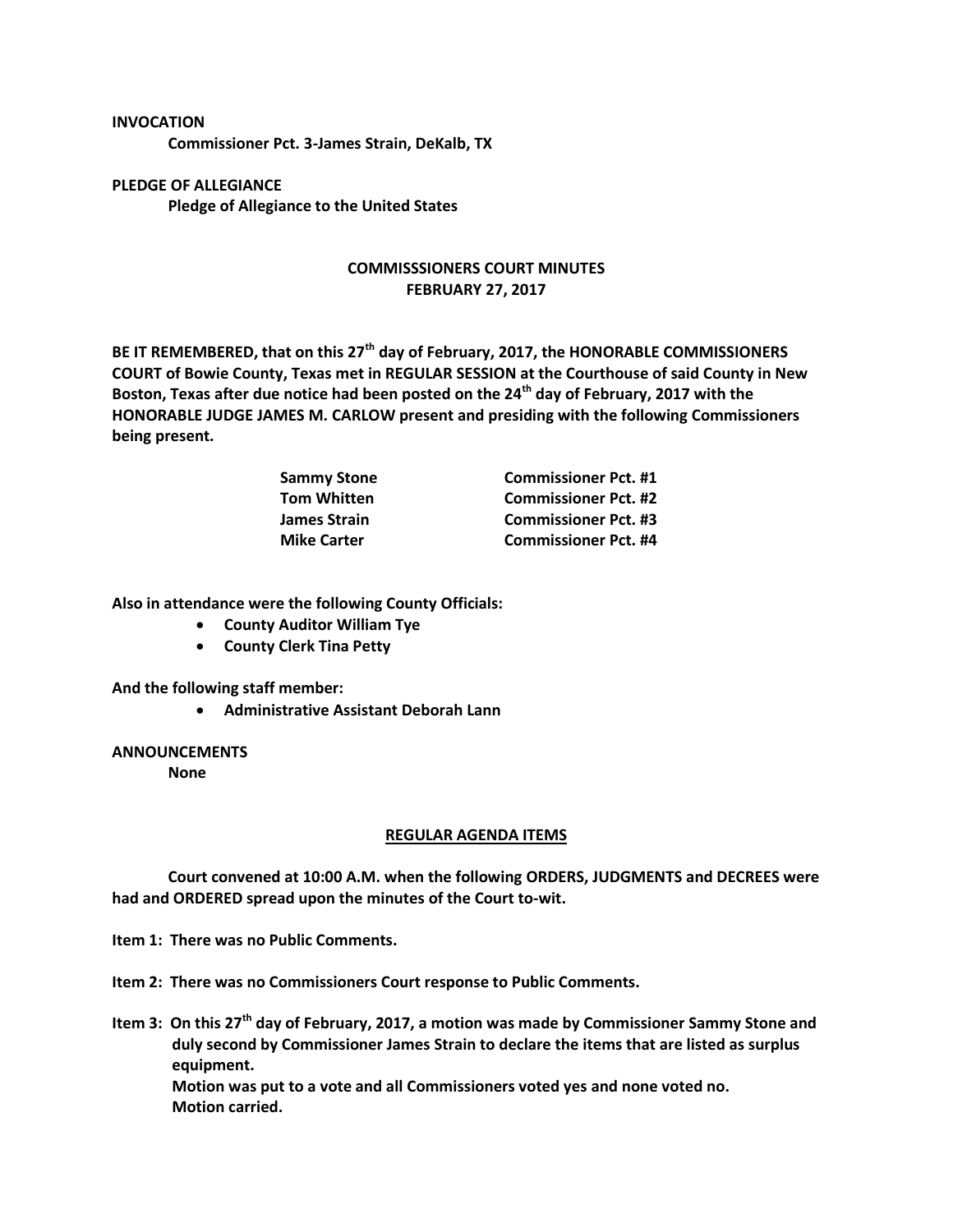**INVOCATION**

**Commissioner Pct. 3-James Strain, DeKalb, TX**

**PLEDGE OF ALLEGIANCE**

**Pledge of Allegiance to the United States**

## COMMISSSIONERS COURT MINUTES
## FEBRUARY 27, 2017

**BE IT REMEMBERED, that on this 27th day of February, 2017, the HONORABLE COMMISSIONERS COURT of Bowie County, Texas met in REGULAR SESSION at the Courthouse of said County in New Boston, Texas after due notice had been posted on the 24th day of February, 2017 with the HONORABLE JUDGE JAMES M. CARLOW present and presiding with the following Commissioners being present.**

| | |
|---|---|
| **Sammy Stone** | **Commissioner Pct. #1** |
| **Tom Whitten** | **Commissioner Pct. #2** |
| **James Strain** | **Commissioner Pct. #3** |
| **Mike Carter** | **Commissioner Pct. #4** |

**Also in attendance were the following County Officials:**

- **County Auditor William Tye**
- **County Clerk Tina Petty**

**And the following staff member:**

- **Administrative Assistant Deborah Lann**

**ANNOUNCEMENTS**

**None**

**REGULAR AGENDA ITEMS**

**Court convened at 10:00 A.M. when the following ORDERS, JUDGMENTS and DECREES were had and ORDERED spread upon the minutes of the Court to-wit.**

**Item 1: There was no Public Comments.**

**Item 2: There was no Commissioners Court response to Public Comments.**

**Item 3: On this 27th day of February, 2017, a motion was made by Commissioner Sammy Stone and duly second by Commissioner James Strain to declare the items that are listed as surplus equipment.**
**Motion was put to a vote and all Commissioners voted yes and none voted no.**
**Motion carried.**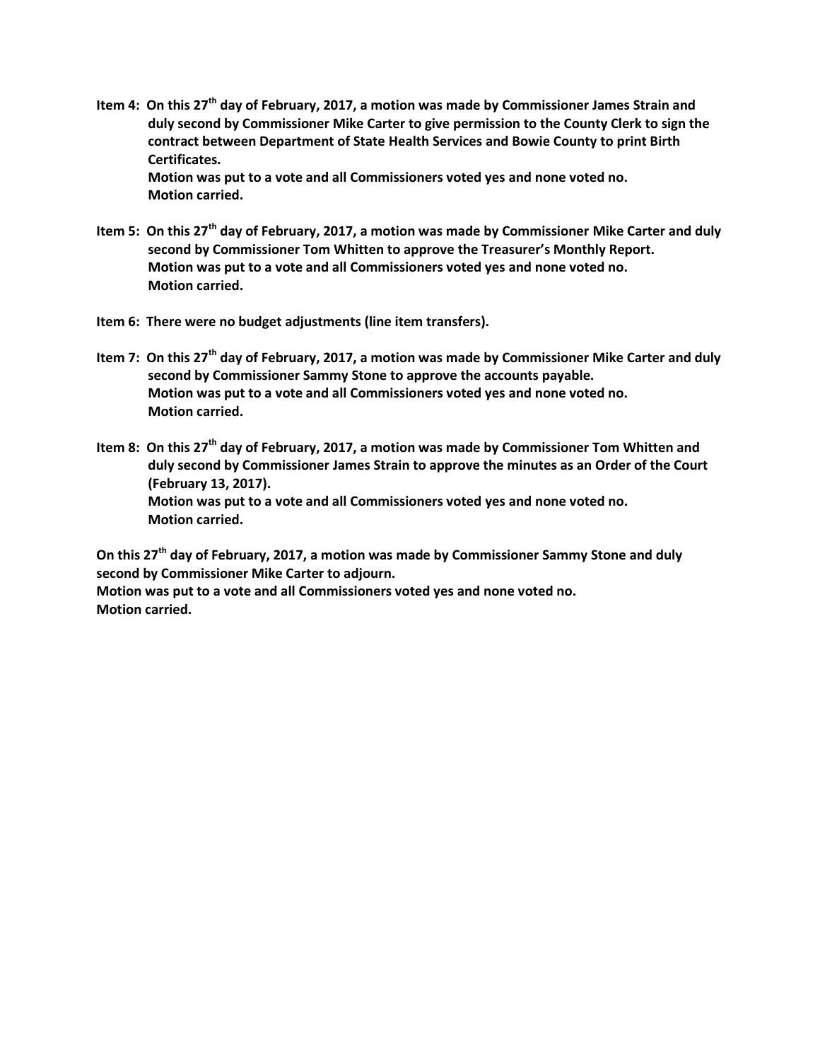**Item 4: On this 27th day of February, 2017, a motion was made by Commissioner James Strain and duly second by Commissioner Mike Carter to give permission to the County Clerk to sign the contract between Department of State Health Services and Bowie County to print Birth Certificates.**
**Motion was put to a vote and all Commissioners voted yes and none voted no.**
**Motion carried.**

**Item 5: On this 27th day of February, 2017, a motion was made by Commissioner Mike Carter and duly second by Commissioner Tom Whitten to approve the Treasurer's Monthly Report.**
**Motion was put to a vote and all Commissioners voted yes and none voted no.**
**Motion carried.**

**Item 6: There were no budget adjustments (line item transfers).**

**Item 7: On this 27th day of February, 2017, a motion was made by Commissioner Mike Carter and duly second by Commissioner Sammy Stone to approve the accounts payable.**
**Motion was put to a vote and all Commissioners voted yes and none voted no.**
**Motion carried.**

**Item 8: On this 27th day of February, 2017, a motion was made by Commissioner Tom Whitten and duly second by Commissioner James Strain to approve the minutes as an Order of the Court (February 13, 2017).**
**Motion was put to a vote and all Commissioners voted yes and none voted no.**
**Motion carried.**

**On this 27th day of February, 2017, a motion was made by Commissioner Sammy Stone and duly second by Commissioner Mike Carter to adjourn.**
**Motion was put to a vote and all Commissioners voted yes and none voted no.**
**Motion carried.**